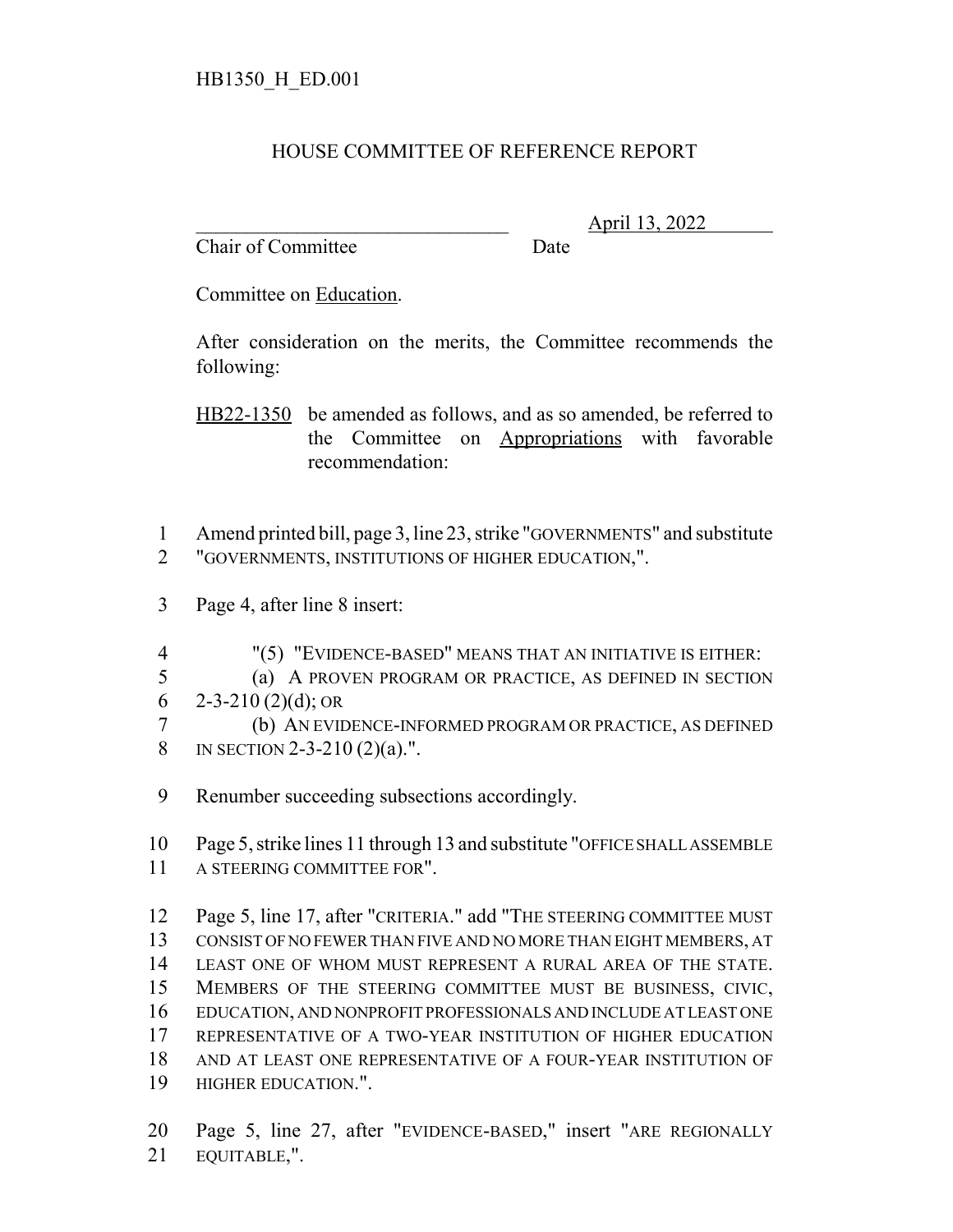HB1350_H_ED.001

# HOUSE COMMITTEE OF REFERENCE REPORT

________________________________ April 13, 2022
Chair of Committee Date

Committee on Education.

After consideration on the merits, the Committee recommends the following:

HB22-1350 be amended as follows, and as so amended, be referred to the Committee on Appropriations with favorable recommendation:

1 Amend printed bill, page 3, line 23, strike "GOVERNMENTS" and substitute
2 "GOVERNMENTS, INSTITUTIONS OF HIGHER EDUCATION,".

3 Page 4, after line 8 insert:

4 "(5) "EVIDENCE-BASED" MEANS THAT AN INITIATIVE IS EITHER:
5 (a) A PROVEN PROGRAM OR PRACTICE, AS DEFINED IN SECTION
6 2-3-210 (2)(d); OR
7 (b) AN EVIDENCE-INFORMED PROGRAM OR PRACTICE, AS DEFINED
8 IN SECTION 2-3-210 (2)(a).".

9 Renumber succeeding subsections accordingly.

10 Page 5, strike lines 11 through 13 and substitute "OFFICE SHALL ASSEMBLE
11 A STEERING COMMITTEE FOR".

12 Page 5, line 17, after "CRITERIA." add "THE STEERING COMMITTEE MUST
13 CONSIST OF NO FEWER THAN FIVE AND NO MORE THAN EIGHT MEMBERS, AT
14 LEAST ONE OF WHOM MUST REPRESENT A RURAL AREA OF THE STATE.
15 MEMBERS OF THE STEERING COMMITTEE MUST BE BUSINESS, CIVIC,
16 EDUCATION, AND NONPROFIT PROFESSIONALS AND INCLUDE AT LEAST ONE
17 REPRESENTATIVE OF A TWO-YEAR INSTITUTION OF HIGHER EDUCATION
18 AND AT LEAST ONE REPRESENTATIVE OF A FOUR-YEAR INSTITUTION OF
19 HIGHER EDUCATION.".

20 Page 5, line 27, after "EVIDENCE-BASED," insert "ARE REGIONALLY
21 EQUITABLE,".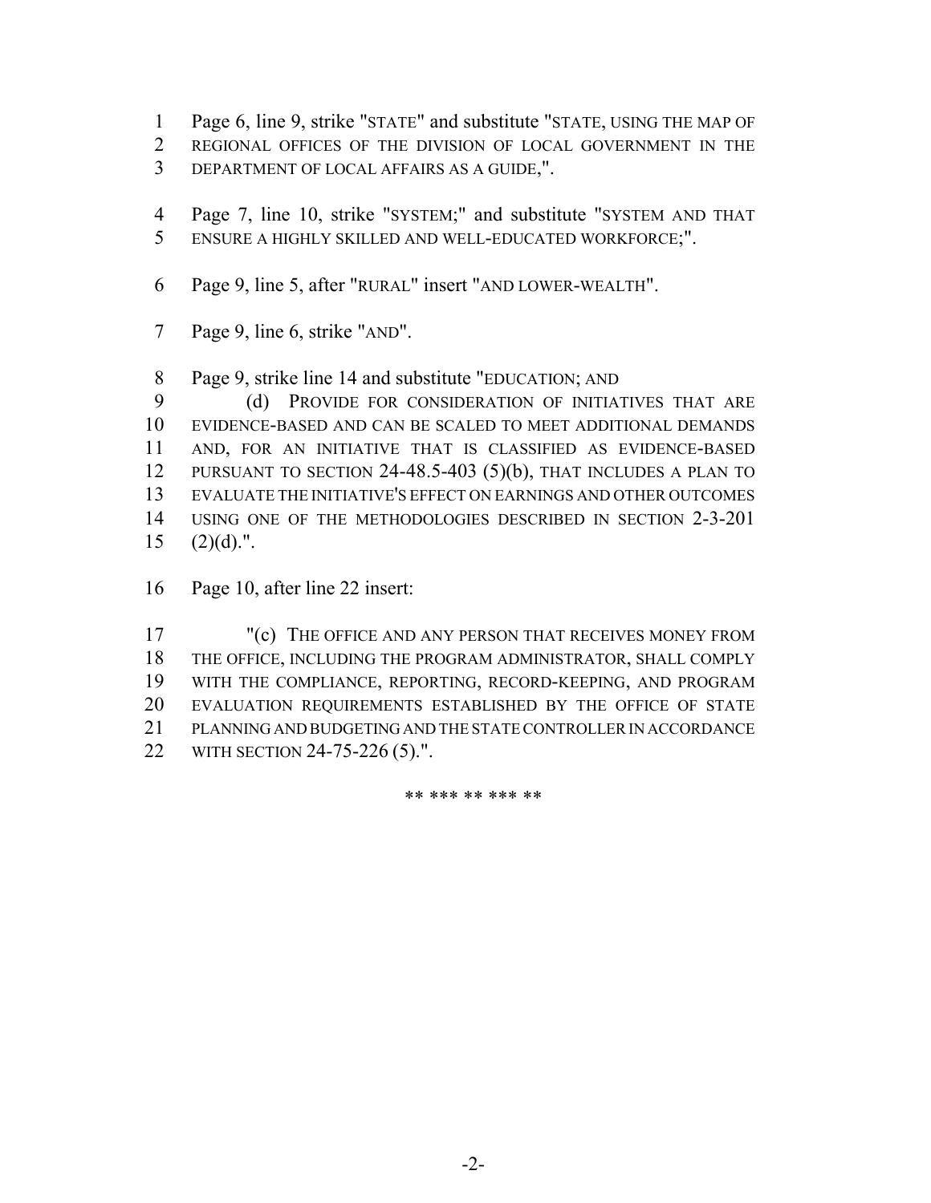Page 6, line 9, strike "STATE" and substitute "STATE, USING THE MAP OF REGIONAL OFFICES OF THE DIVISION OF LOCAL GOVERNMENT IN THE DEPARTMENT OF LOCAL AFFAIRS AS A GUIDE,".

Page 7, line 10, strike "SYSTEM;" and substitute "SYSTEM AND THAT ENSURE A HIGHLY SKILLED AND WELL-EDUCATED WORKFORCE;".

Page 9, line 5, after "RURAL" insert "AND LOWER-WEALTH".

Page 9, line 6, strike "AND".

Page 9, strike line 14 and substitute "EDUCATION; AND

(d) PROVIDE FOR CONSIDERATION OF INITIATIVES THAT ARE EVIDENCE-BASED AND CAN BE SCALED TO MEET ADDITIONAL DEMANDS AND, FOR AN INITIATIVE THAT IS CLASSIFIED AS EVIDENCE-BASED PURSUANT TO SECTION 24-48.5-403 (5)(b), THAT INCLUDES A PLAN TO EVALUATE THE INITIATIVE'S EFFECT ON EARNINGS AND OTHER OUTCOMES USING ONE OF THE METHODOLOGIES DESCRIBED IN SECTION 2-3-201 (2)(d).".

Page 10, after line 22 insert:

"(c) THE OFFICE AND ANY PERSON THAT RECEIVES MONEY FROM THE OFFICE, INCLUDING THE PROGRAM ADMINISTRATOR, SHALL COMPLY WITH THE COMPLIANCE, REPORTING, RECORD-KEEPING, AND PROGRAM EVALUATION REQUIREMENTS ESTABLISHED BY THE OFFICE OF STATE PLANNING AND BUDGETING AND THE STATE CONTROLLER IN ACCORDANCE WITH SECTION 24-75-226 (5).".

** *** ** *** **